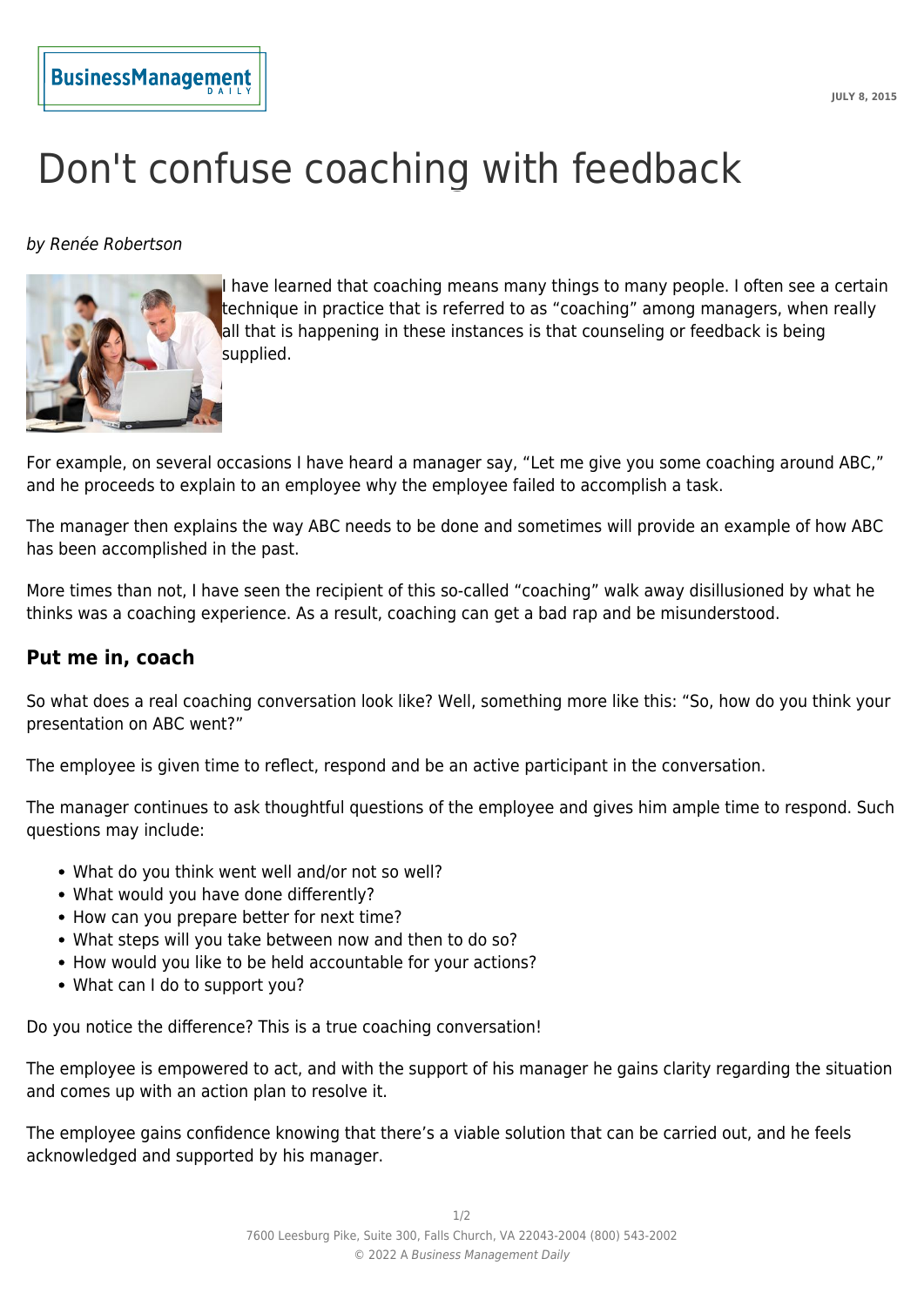# Don't confuse coaching with feedback

*by Renée Robertson*

I have learned that coaching means many things to many people. I often see a certain technique in practice that is referred to as "coaching" among managers, when really all that is happening in these instances is that counseling or feedback is being supplied.

For example, on several occasions I have heard a manager say, "Let me give you some coaching around ABC," and he proceeds to explain to an employee why the employee failed to accomplish a task.

The manager then explains the way ABC needs to be done and sometimes will provide an example of how ABC has been accomplished in the past.

More times than not, I have seen the recipient of this so-called "coaching" walk away disillusioned by what he thinks was a coaching experience. As a result, coaching can get a bad rap and be misunderstood.

## Put me in, coach

So what does a real coaching conversation look like? Well, something more like this: "So, how do you think your presentation on ABC went?"

The employee is given time to reflect, respond and be an active participant in the conversation.

The manager continues to ask thoughtful questions of the employee and gives him ample time to respond. Such questions may include:

- What do you think went well and/or not so well?
- What would you have done differently?
- How can you prepare better for next time?
- What steps will you take between now and then to do so?
- How would you like to be held accountable for your actions?
- What can I do to support you?

Do you notice the difference? This is a true coaching conversation!

The employee is empowered to act, and with the support of his manager he gains clarity regarding the situation and comes up with an action plan to resolve it.

The employee gains confidence knowing that there's a viable solution that can be carried out, and he feels acknowledged and supported by his manager.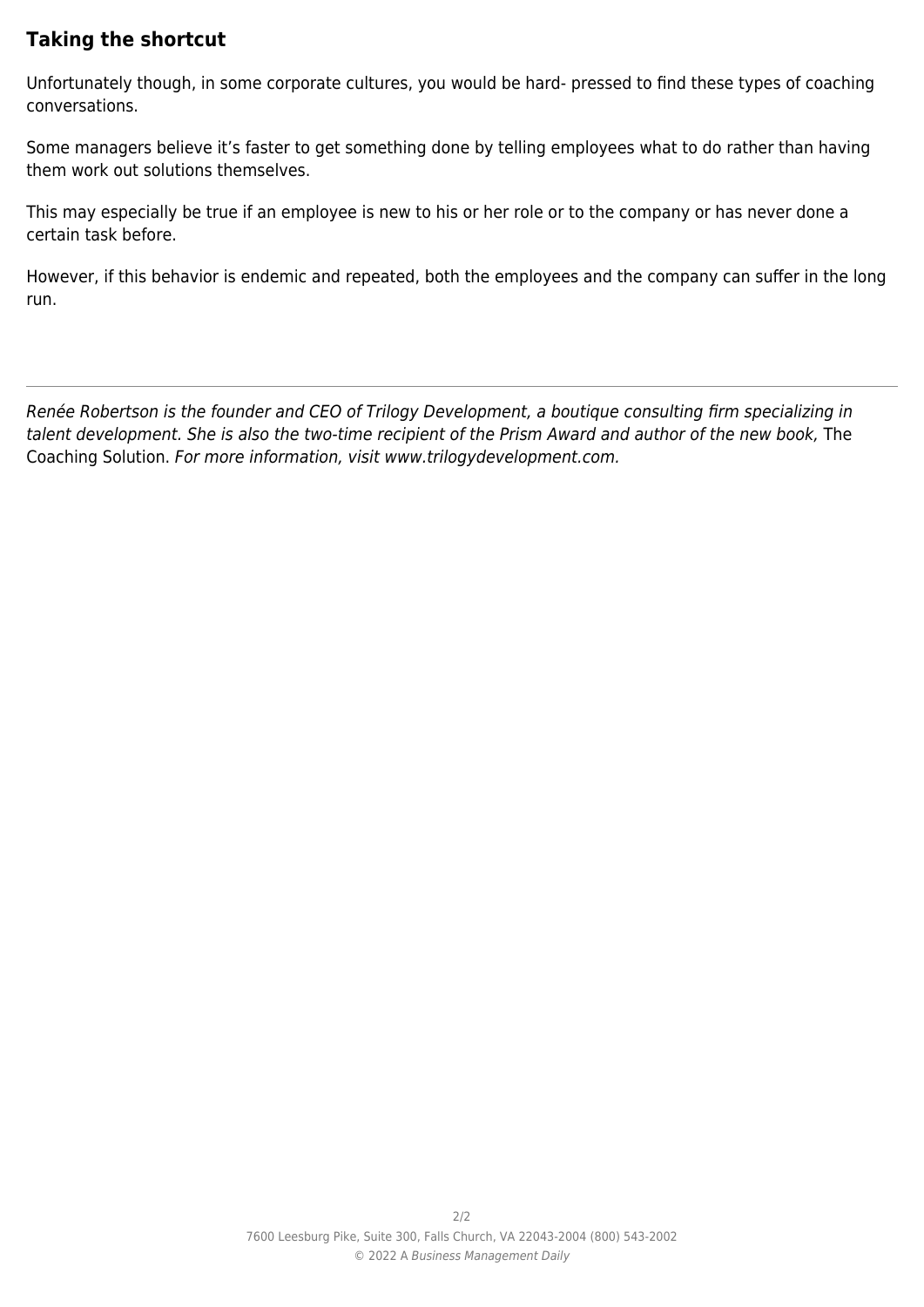## Taking the shortcut

Unfortunately though, in some corporate cultures, you would be hard- pressed to find these types of coaching conversations.

Some managers believe it's faster to get something done by telling employees what to do rather than having them work out solutions themselves.

This may especially be true if an employee is new to his or her role or to the company or has never done a certain task before.

However, if this behavior is endemic and repeated, both the employees and the company can suffer in the long run.

---

*Renée Robertson is the founder and CEO of Trilogy Development, a boutique consulting firm specializing in talent development. She is also the two-time recipient of the Prism Award and author of the new book,* The Coaching Solution. *For more information, visit www.trilogydevelopment.com.*